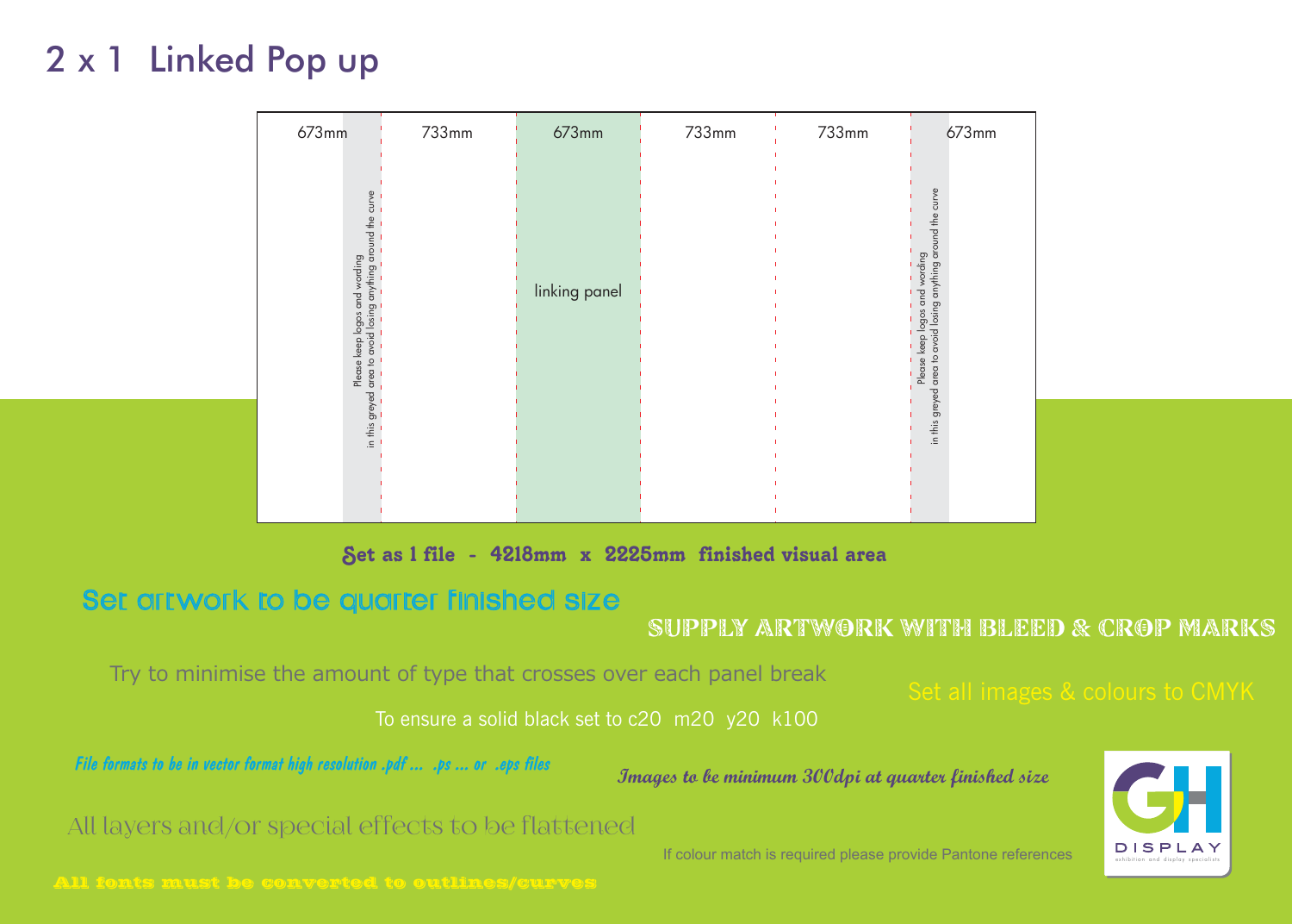# 2 x 1 Linked Pop up

| 673mm | 733mm | 673mm | 733mm | 733mm | 673mm |
|---|---|---|---|---|---|
| Please keep logos and wording in this greyed area to avoid losing anything around the curve | | linking panel | | | Please keep logos and wording in this greyed area to avoid losing anything around the curve |

**Set as 1 file - 4218mm x 2225mm finished visual area**

Set artwork to be quarter finished size

SUPPLY ARTWORK WITH BLEED & CROP MARKS

Try to minimise the amount of type that crosses over each panel break

Set all images & colours to CMYK

To ensure a solid black set to c20 m20 y20 k100

*File formats to be in vector format high resolution .pdf ... .ps ... or .eps files*

*Images to be minimum 300dpi at quarter finished size*

All layers and/or special effects to be flattened

If colour match is required please provide Pantone references

All fonts must be converted to outlines/curves

GH DISPLAY exhibition and display specialists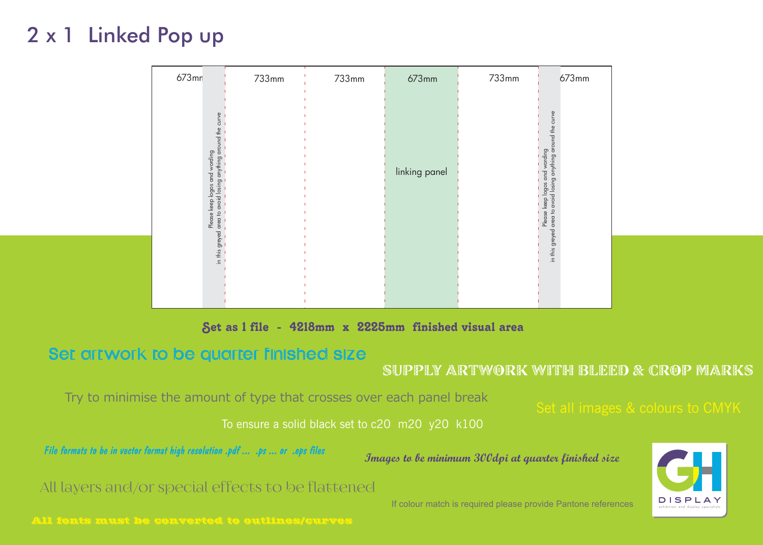# 2 x 1 Linked Pop up

673mm

733mm

733mm

673mm

733mm

673mm

Please keep logos and wording in this greyed area to avoid losing anything around the curve

linking panel

Please keep logos and wording in this greyed area to avoid losing anything around the curve

**Set as 1 file - 4218mm x 2225mm finished visual area**

Set artwork to be quarter finished size

SUPPLY ARTWORK WITH BLEED & CROP MARKS

Try to minimise the amount of type that crosses over each panel break

Set all images & colours to CMYK

To ensure a solid black set to c20 m20 y20 k100

*File formats to be in vector format high resolution .pdf ... .ps ... or .eps files*

*Images to be minimum 300dpi at quarter finished size*

All layers and/or special effects to be flattened

If colour match is required please provide Pantone references

**All fonts must be converted to outlines/curves**

GH DISPLAY

exhibition and display specialists